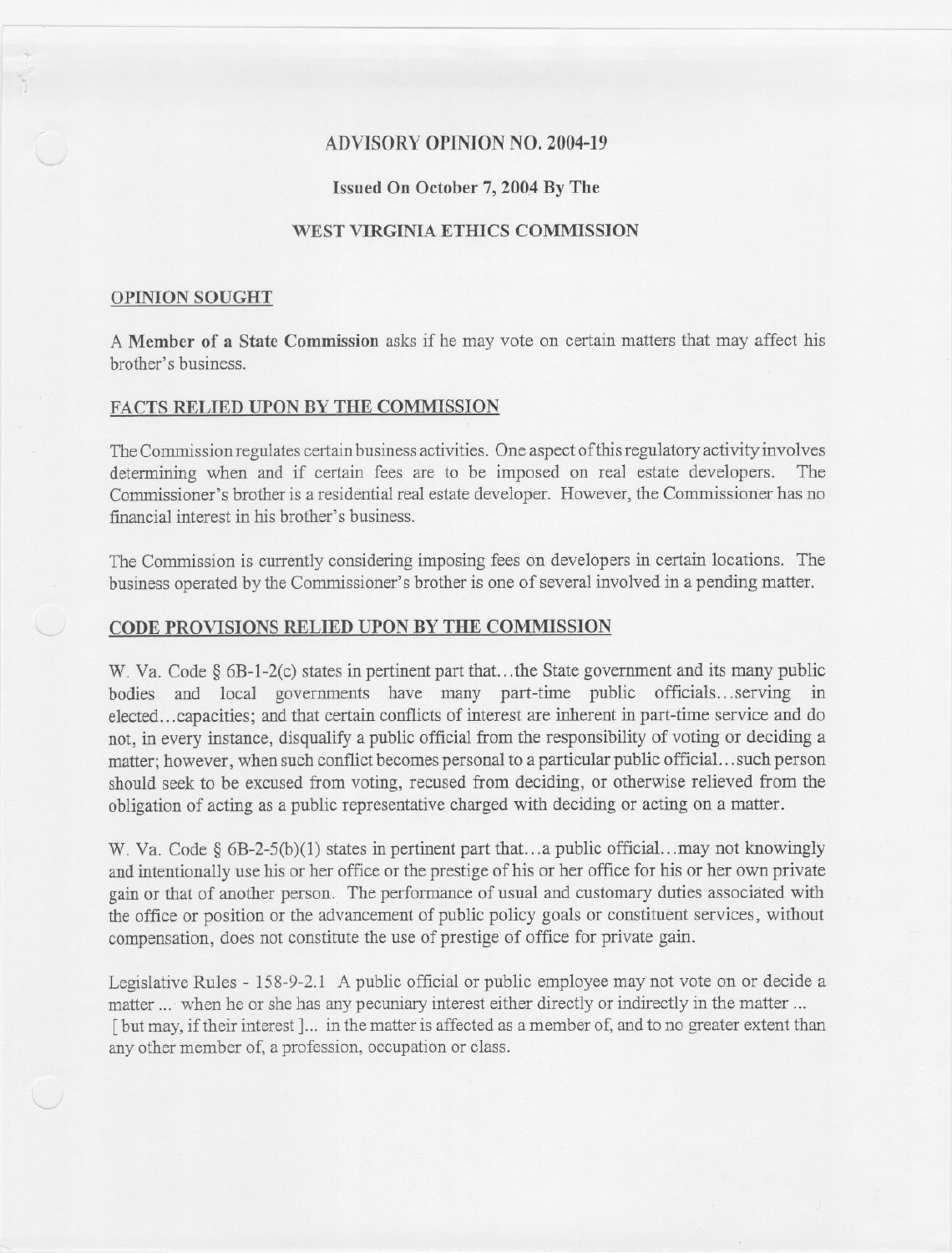# ADVISORY OPINION NO. 2004-19

**Issued On October 7, 2004 By The**

**WEST VIRGINIA ETHICS COMMISSION**

## OPINION SOUGHT

A **Member of a State Commission** asks if he may vote on certain matters that may affect his brother's business.

## FACTS RELIED UPON BY THE COMMISSION

The Commission regulates certain business activities. One aspect of this regulatory activity involves determining when and if certain fees are to be imposed on real estate developers. The Commissioner's brother is a residential real estate developer. However, the Commissioner has no financial interest in his brother's business.

The Commission is currently considering imposing fees on developers in certain locations. The business operated by the Commissioner's brother is one of several involved in a pending matter.

## CODE PROVISIONS RELIED UPON BY THE COMMISSION

W. Va. Code § 6B-1-2(c) states in pertinent part that...the State government and its many public bodies and local governments have many part-time public officials...serving in elected...capacities; and that certain conflicts of interest are inherent in part-time service and do not, in every instance, disqualify a public official from the responsibility of voting or deciding a matter; however, when such conflict becomes personal to a particular public official...such person should seek to be excused from voting, recused from deciding, or otherwise relieved from the obligation of acting as a public representative charged with deciding or acting on a matter.

W. Va. Code § 6B-2-5(b)(1) states in pertinent part that...a public official...may not knowingly and intentionally use his or her office or the prestige of his or her office for his or her own private gain or that of another person. The performance of usual and customary duties associated with the office or position or the advancement of public policy goals or constituent services, without compensation, does not constitute the use of prestige of office for private gain.

Legislative Rules - 158-9-2.1 A public official or public employee may not vote on or decide a matter ... when he or she has any pecuniary interest either directly or indirectly in the matter ... [ but may, if their interest ]... in the matter is affected as a member of, and to no greater extent than any other member of, a profession, occupation or class.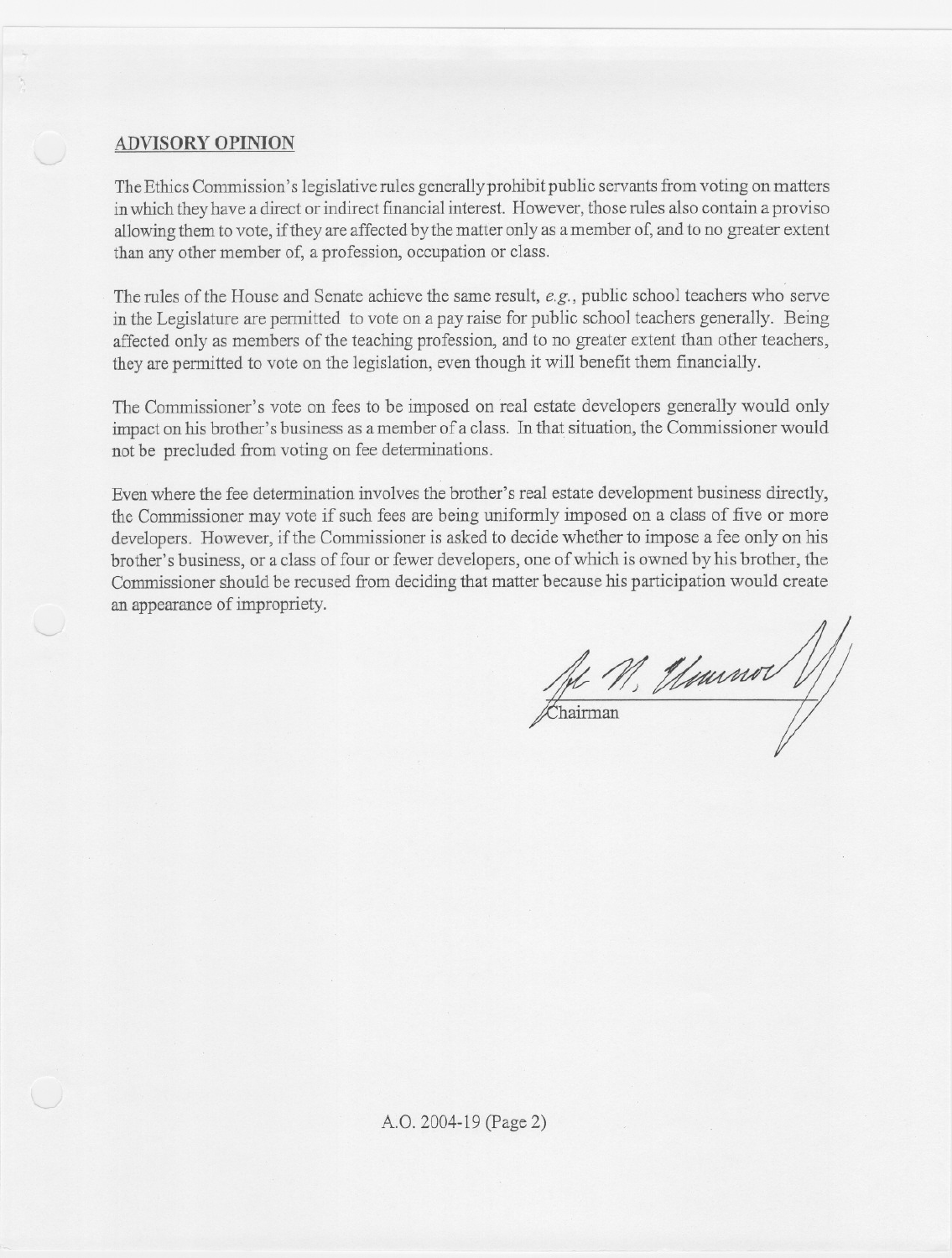## ADVISORY OPINION

The Ethics Commission's legislative rules generally prohibit public servants from voting on matters in which they have a direct or indirect financial interest. However, those rules also contain a proviso allowing them to vote, if they are affected by the matter only as a member of, and to no greater extent than any other member of, a profession, occupation or class.

The rules of the House and Senate achieve the same result, *e.g.*, public school teachers who serve in the Legislature are permitted to vote on a pay raise for public school teachers generally. Being affected only as members of the teaching profession, and to no greater extent than other teachers, they are permitted to vote on the legislation, even though it will benefit them financially.

The Commissioner's vote on fees to be imposed on real estate developers generally would only impact on his brother's business as a member of a class. In that situation, the Commissioner would not be precluded from voting on fee determinations.

Even where the fee determination involves the brother's real estate development business directly, the Commissioner may vote if such fees are being uniformly imposed on a class of five or more developers. However, if the Commissioner is asked to decide whether to impose a fee only on his brother's business, or a class of four or fewer developers, one of which is owned by his brother, the Commissioner should be recused from deciding that matter because his participation would create an appearance of impropriety.

Chairman

A.O. 2004-19 (Page 2)